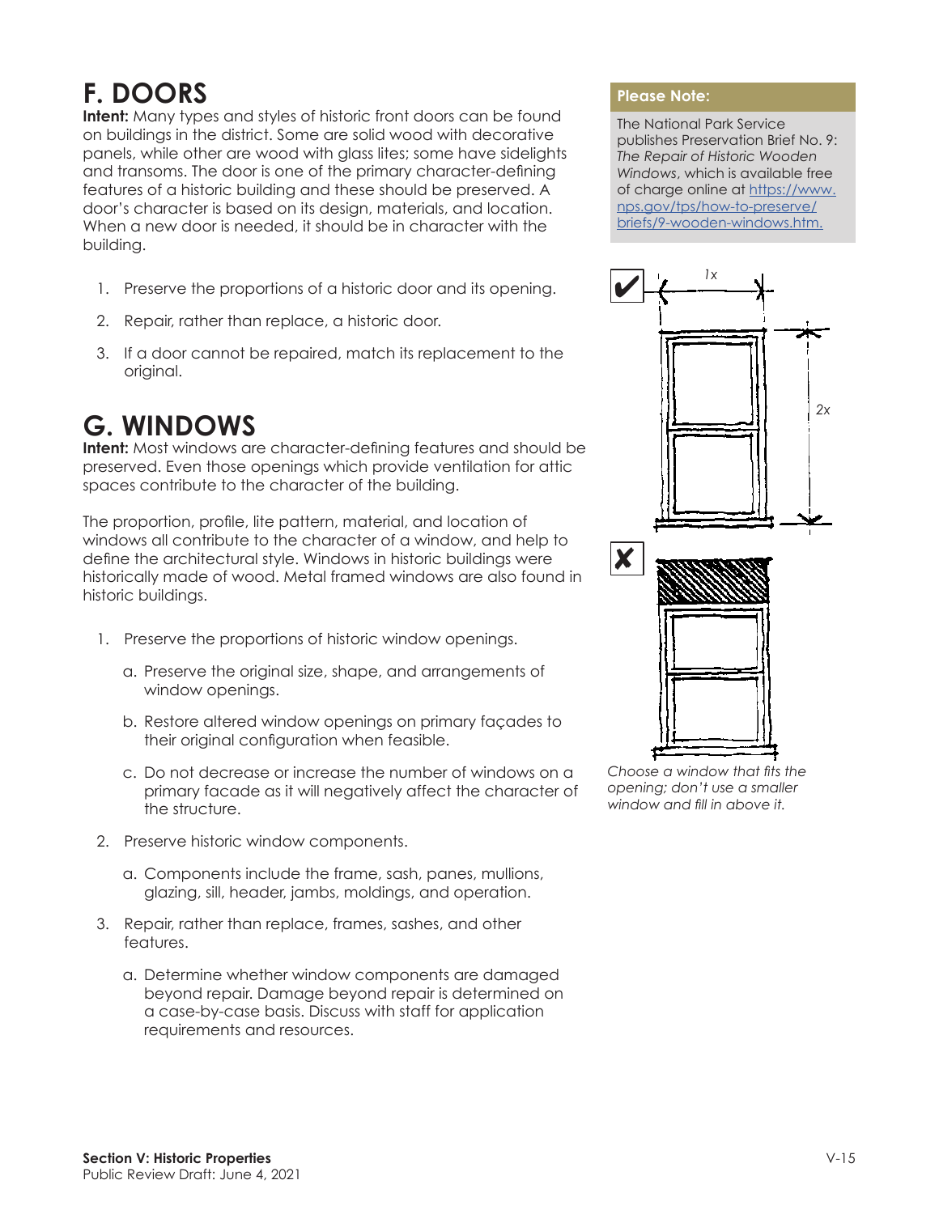## F. DOORS

**Intent:** Many types and styles of historic front doors can be found on buildings in the district. Some are solid wood with decorative panels, while other are wood with glass lites; some have sidelights and transoms. The door is one of the primary character-defining features of a historic building and these should be preserved. A door's character is based on its design, materials, and location. When a new door is needed, it should be in character with the building.

1. Preserve the proportions of a historic door and its opening.
2. Repair, rather than replace, a historic door.
3. If a door cannot be repaired, match its replacement to the original.

## G. WINDOWS

**Intent:** Most windows are character-defining features and should be preserved. Even those openings which provide ventilation for attic spaces contribute to the character of the building.

The proportion, profile, lite pattern, material, and location of windows all contribute to the character of a window, and help to define the architectural style. Windows in historic buildings were historically made of wood. Metal framed windows are also found in historic buildings.

1. Preserve the proportions of historic window openings.
   a. Preserve the original size, shape, and arrangements of window openings.
   b. Restore altered window openings on primary façades to their original configuration when feasible.
   c. Do not decrease or increase the number of windows on a primary facade as it will negatively affect the character of the structure.
2. Preserve historic window components.
   a. Components include the frame, sash, panes, mullions, glazing, sill, header, jambs, moldings, and operation.
3. Repair, rather than replace, frames, sashes, and other features.
   a. Determine whether window components are damaged beyond repair. Damage beyond repair is determined on a case-by-case basis. Discuss with staff for application requirements and resources.

**Please Note:**

The National Park Service publishes Preservation Brief No. 9: *The Repair of Historic Wooden Windows*, which is available free of charge online at https://www.nps.gov/tps/how-to-preserve/briefs/9-wooden-windows.htm.

✔ 1x 2x

✘

*Choose a window that fits the opening; don't use a smaller window and fill in above it.*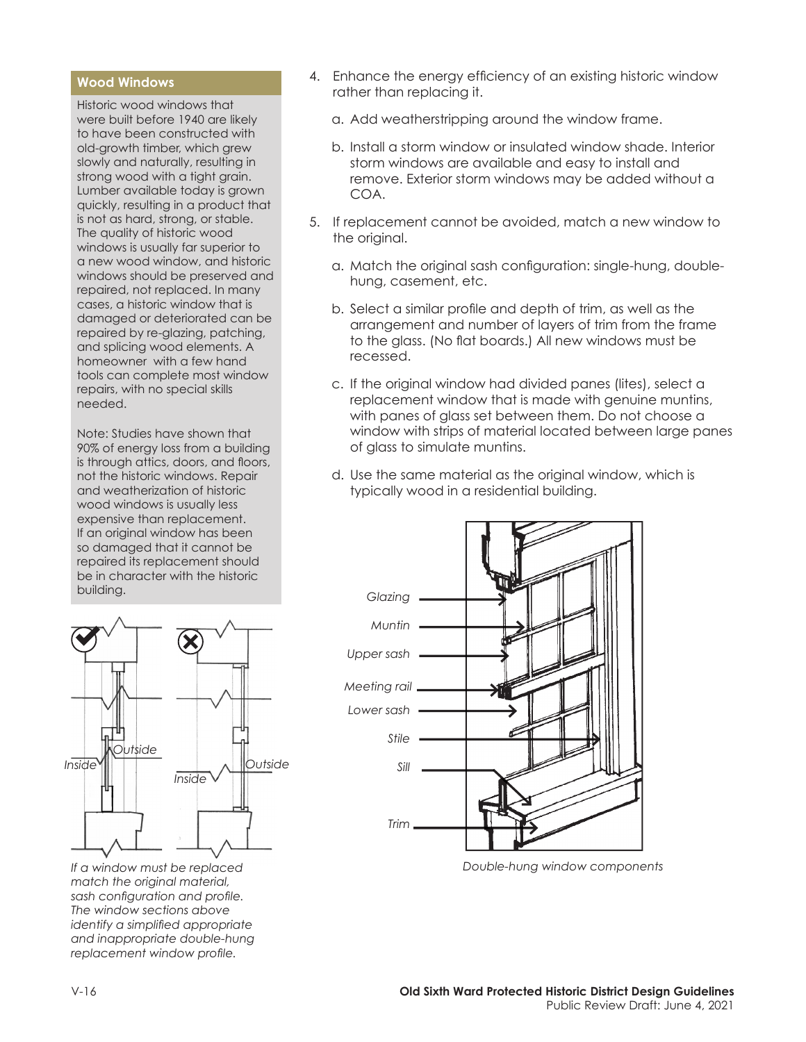## Wood Windows

Historic wood windows that were built before 1940 are likely to have been constructed with old-growth timber, which grew slowly and naturally, resulting in strong wood with a tight grain. Lumber available today is grown quickly, resulting in a product that is not as hard, strong, or stable. The quality of historic wood windows is usually far superior to a new wood window, and historic windows should be preserved and repaired, not replaced. In many cases, a historic window that is damaged or deteriorated can be repaired by re-glazing, patching, and splicing wood elements. A homeowner with a few hand tools can complete most window repairs, with no special skills needed.

Note: Studies have shown that 90% of energy loss from a building is through attics, doors, and floors, not the historic windows. Repair and weatherization of historic wood windows is usually less expensive than replacement. If an original window has been so damaged that it cannot be repaired its replacement should be in character with the historic building.

Inside
Outside
Inside
Outside

*If a window must be replaced match the original material, sash configuration and profile. The window sections above identify a simplified appropriate and inappropriate double-hung replacement window profile.*

4. Enhance the energy efficiency of an existing historic window rather than replacing it.
    a. Add weatherstripping around the window frame.
    b. Install a storm window or insulated window shade. Interior storm windows are available and easy to install and remove. Exterior storm windows may be added without a COA.
5. If replacement cannot be avoided, match a new window to the original.
    a. Match the original sash configuration: single-hung, double-hung, casement, etc.
    b. Select a similar profile and depth of trim, as well as the arrangement and number of layers of trim from the frame to the glass. (No flat boards.) All new windows must be recessed.
    c. If the original window had divided panes (lites), select a replacement window that is made with genuine muntins, with panes of glass set between them. Do not choose a window with strips of material located between large panes of glass to simulate muntins.
    d. Use the same material as the original window, which is typically wood in a residential building.

Glazing
Muntin
Upper sash
Meeting rail
Lower sash
Stile
Sill
Trim

*Double-hung window components*